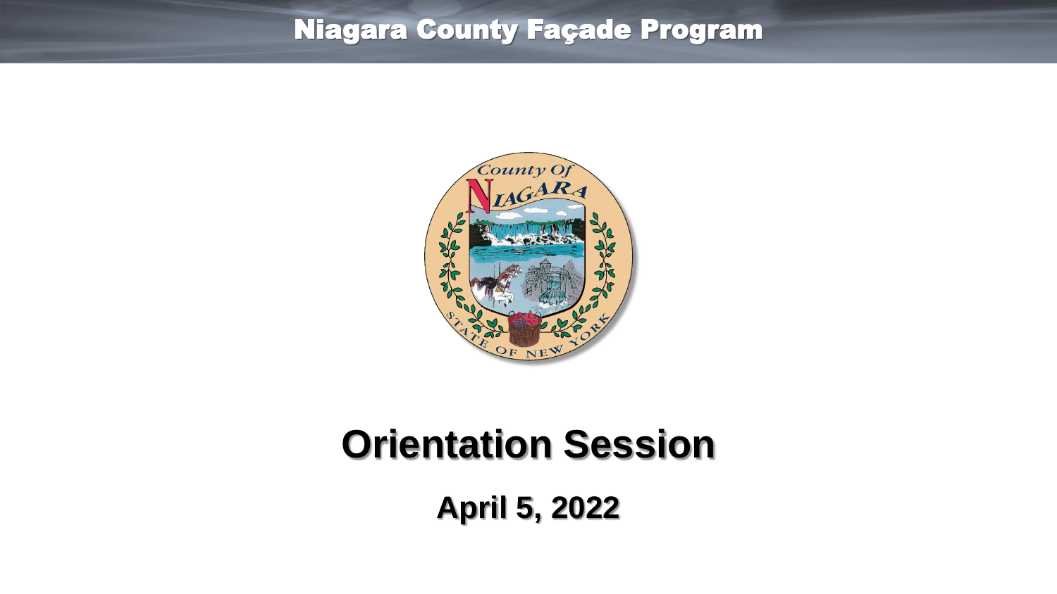# Niagara County Façade Program

# Orientation Session

## April 5, 2022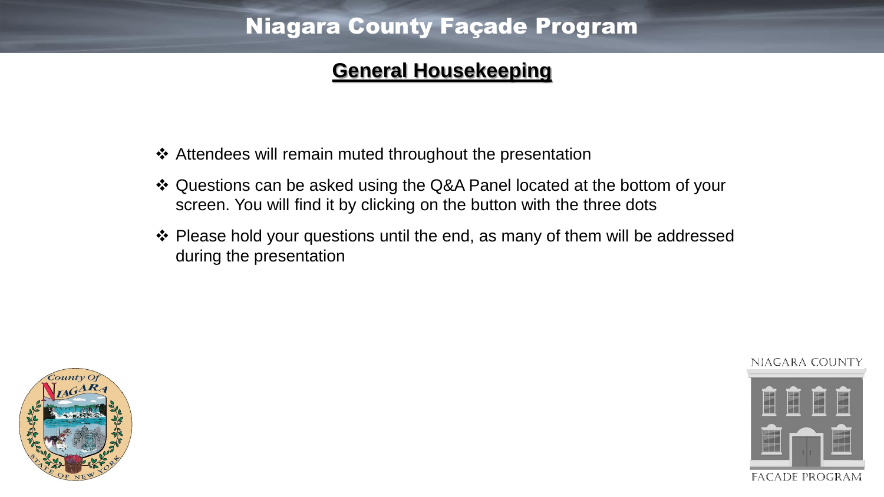# Niagara County Façade Program

## General Housekeeping

- Attendees will remain muted throughout the presentation
- Questions can be asked using the Q&A Panel located at the bottom of your screen. You will find it by clicking on the button with the three dots
- Please hold your questions until the end, as many of them will be addressed during the presentation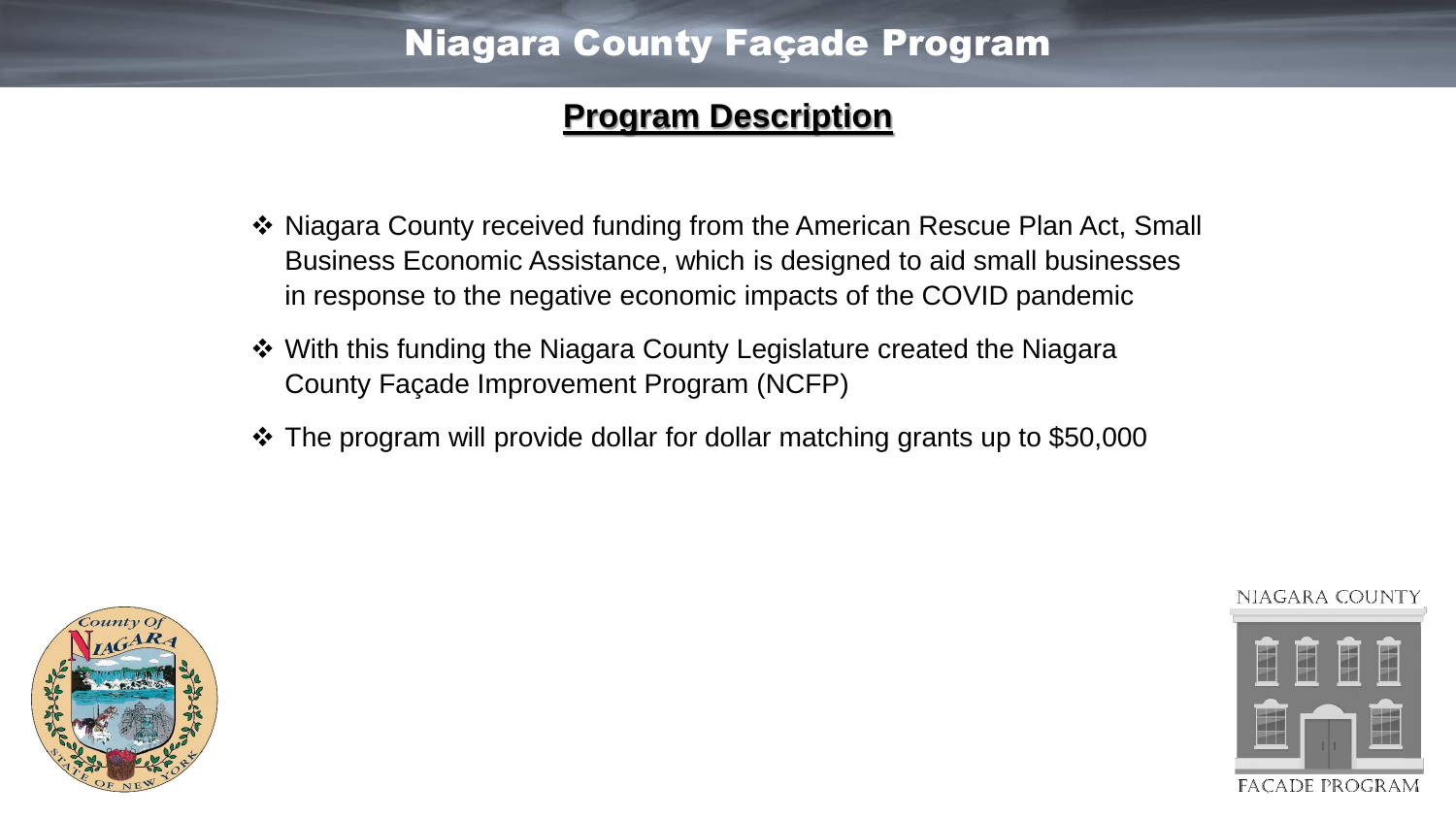# Niagara County Façade Program

## Program Description

- Niagara County received funding from the American Rescue Plan Act, Small Business Economic Assistance, which is designed to aid small businesses in response to the negative economic impacts of the COVID pandemic
- With this funding the Niagara County Legislature created the Niagara County Façade Improvement Program (NCFP)
- The program will provide dollar for dollar matching grants up to $50,000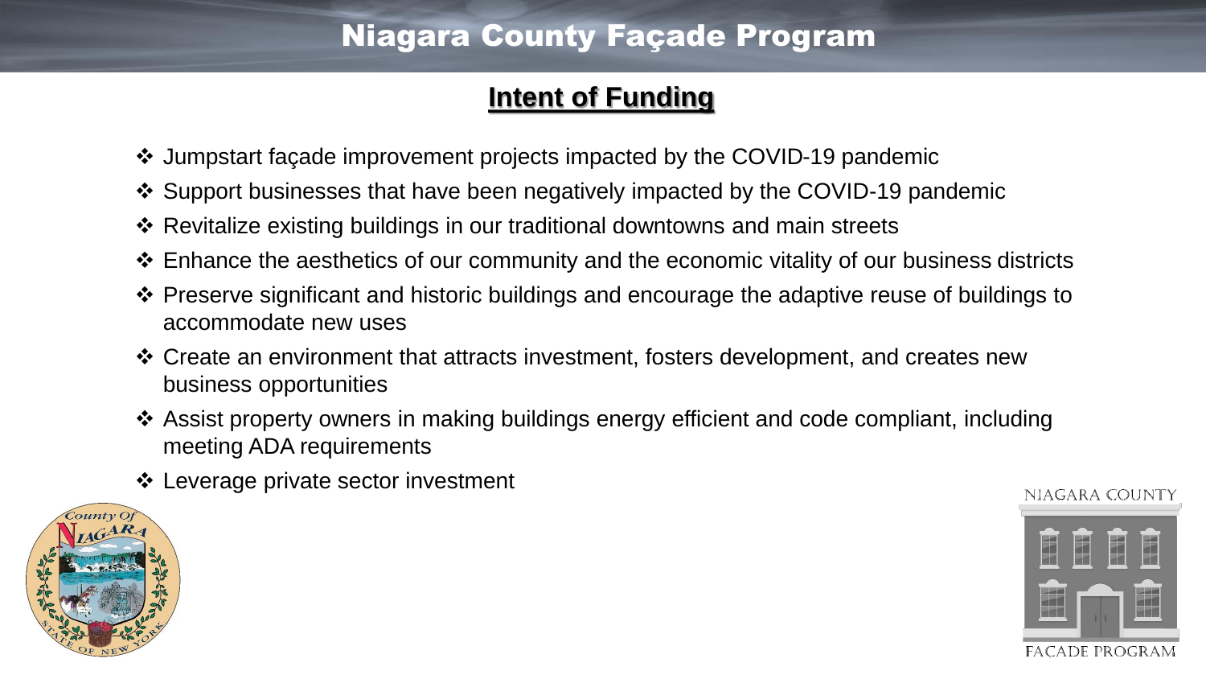# Niagara County Façade Program

## Intent of Funding

- Jumpstart façade improvement projects impacted by the COVID-19 pandemic
- Support businesses that have been negatively impacted by the COVID-19 pandemic
- Revitalize existing buildings in our traditional downtowns and main streets
- Enhance the aesthetics of our community and the economic vitality of our business districts
- Preserve significant and historic buildings and encourage the adaptive reuse of buildings to accommodate new uses
- Create an environment that attracts investment, fosters development, and creates new business opportunities
- Assist property owners in making buildings energy efficient and code compliant, including meeting ADA requirements
- Leverage private sector investment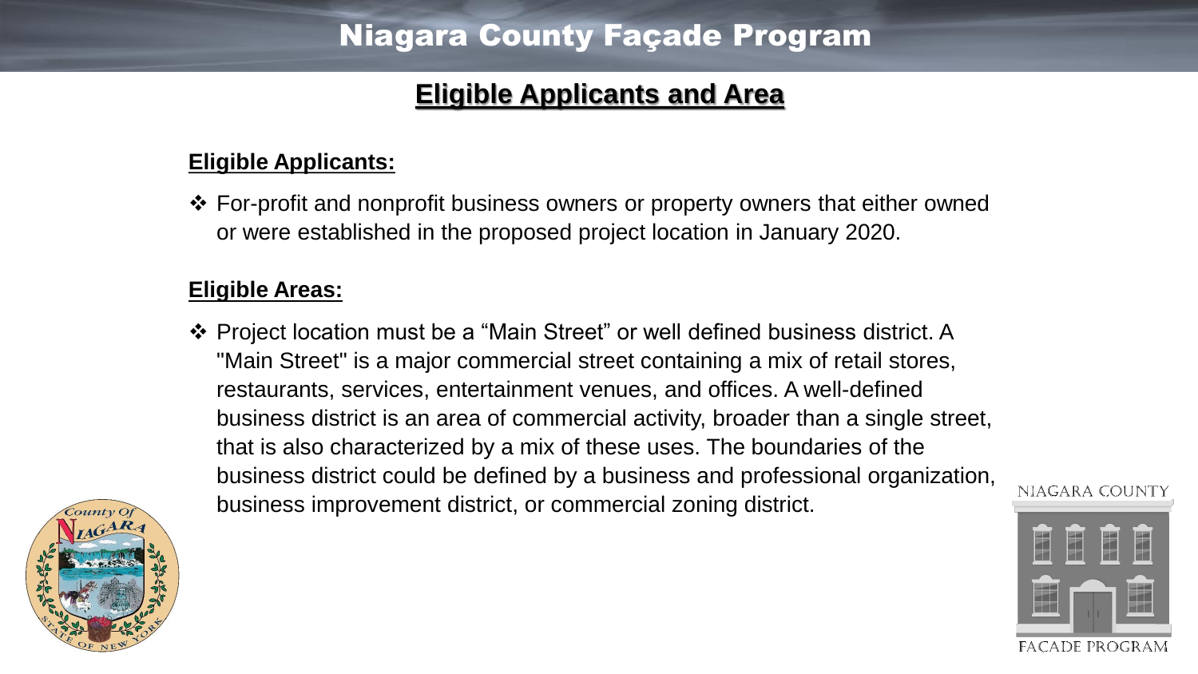# Niagara County Façade Program

## Eligible Applicants and Area

**Eligible Applicants:**

- For-profit and nonprofit business owners or property owners that either owned or were established in the proposed project location in January 2020.

**Eligible Areas:**

- Project location must be a "Main Street" or well defined business district. A "Main Street" is a major commercial street containing a mix of retail stores, restaurants, services, entertainment venues, and offices. A well-defined business district is an area of commercial activity, broader than a single street, that is also characterized by a mix of these uses. The boundaries of the business district could be defined by a business and professional organization, business improvement district, or commercial zoning district.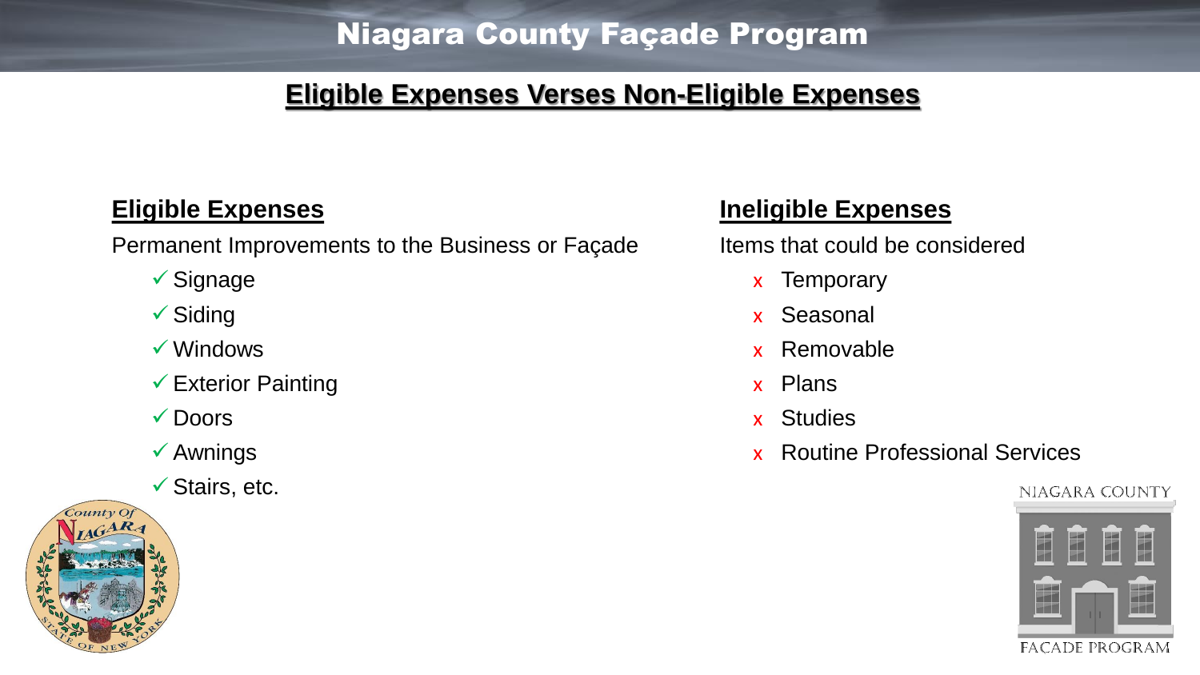# Niagara County Façade Program

## Eligible Expenses Verses Non-Eligible Expenses

### Eligible Expenses

Permanent Improvements to the Business or Façade

- ✓ Signage
- ✓ Siding
- ✓ Windows
- ✓ Exterior Painting
- ✓ Doors
- ✓ Awnings
- ✓ Stairs, etc.

### Ineligible Expenses

Items that could be considered

- x Temporary
- x Seasonal
- x Removable
- x Plans
- x Studies
- x Routine Professional Services

NIAGARA COUNTY

FACADE PROGRAM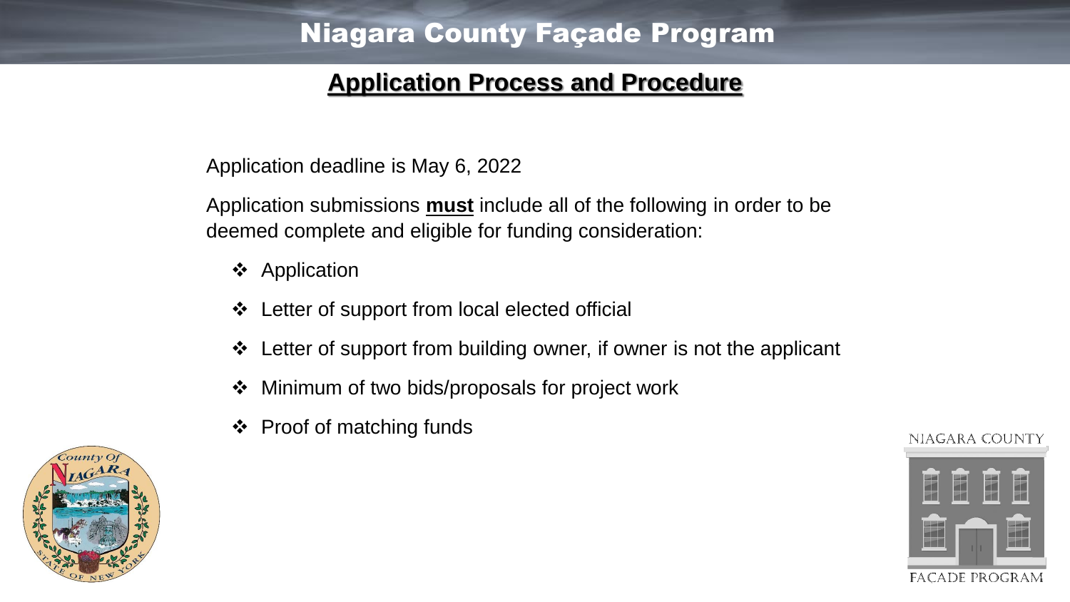# Niagara County Façade Program

## Application Process and Procedure

Application deadline is May 6, 2022

Application submissions **must** include all of the following in order to be deemed complete and eligible for funding consideration:

- Application
- Letter of support from local elected official
- Letter of support from building owner, if owner is not the applicant
- Minimum of two bids/proposals for project work
- Proof of matching funds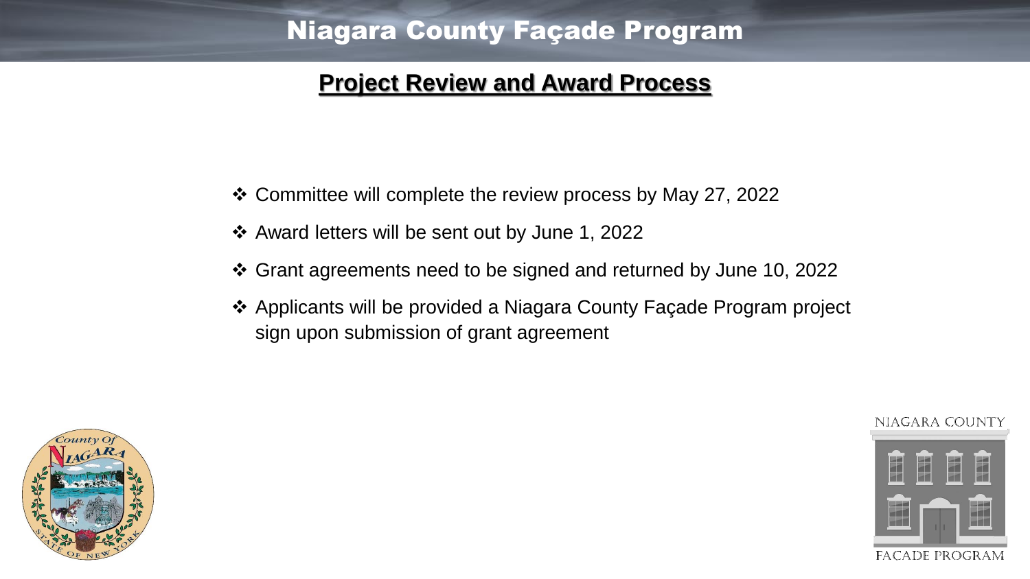# Niagara County Façade Program

## Project Review and Award Process

- Committee will complete the review process by May 27, 2022
- Award letters will be sent out by June 1, 2022
- Grant agreements need to be signed and returned by June 10, 2022
- Applicants will be provided a Niagara County Façade Program project sign upon submission of grant agreement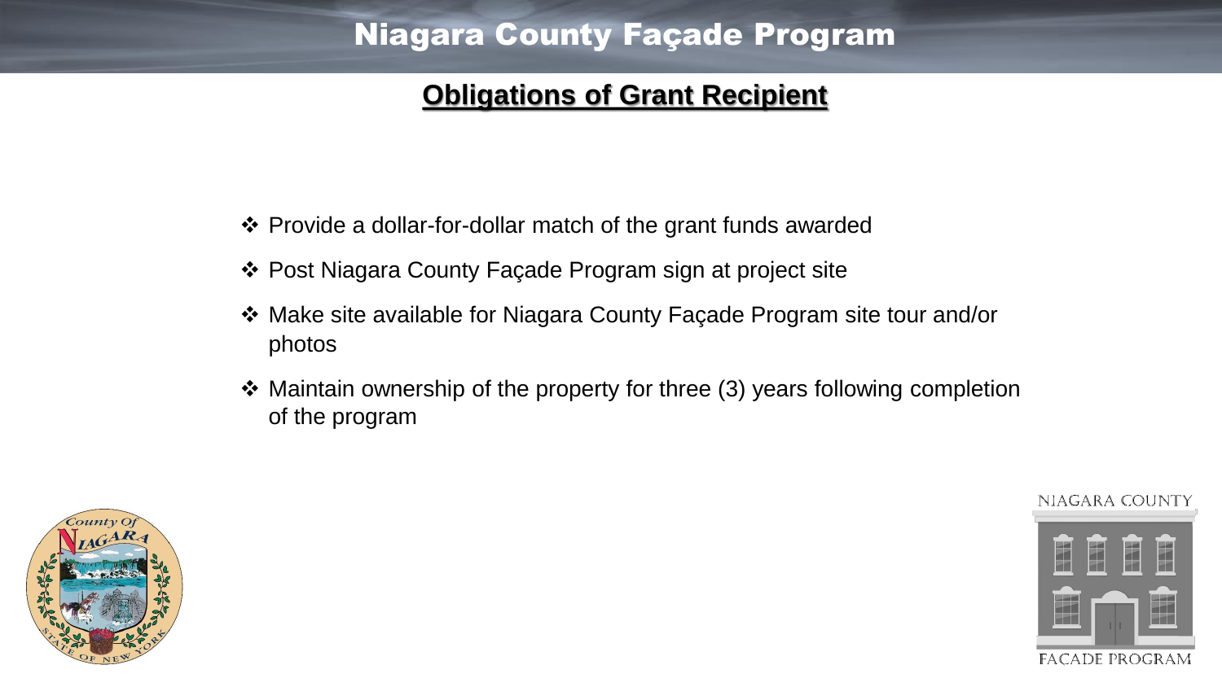# Niagara County Façade Program

## Obligations of Grant Recipient

- Provide a dollar-for-dollar match of the grant funds awarded
- Post Niagara County Façade Program sign at project site
- Make site available for Niagara County Façade Program site tour and/or photos
- Maintain ownership of the property for three (3) years following completion of the program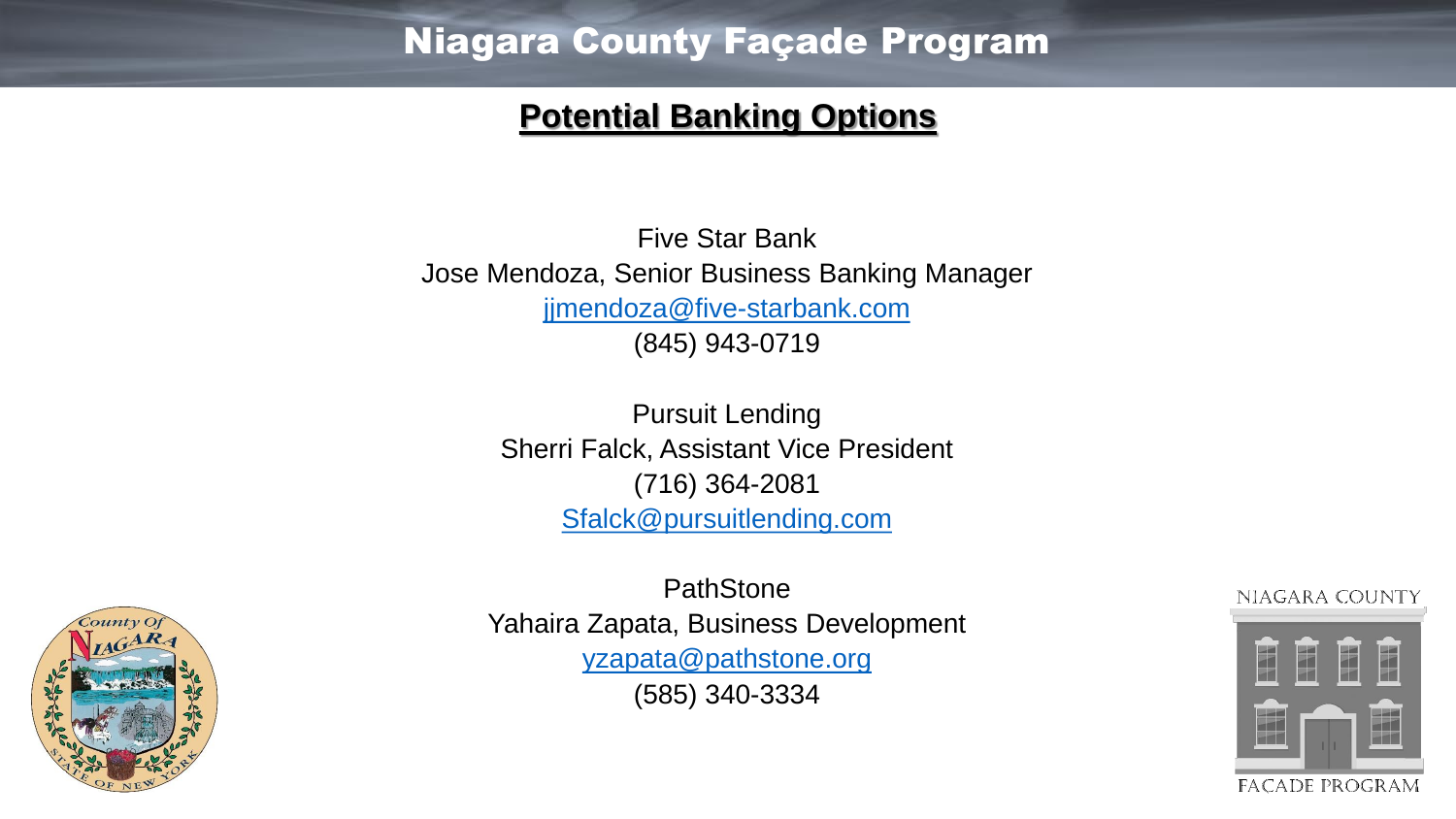# Niagara County Façade Program

## Potential Banking Options

Five Star Bank
Jose Mendoza, Senior Business Banking Manager
jjmendoza@five-starbank.com
(845) 943-0719

Pursuit Lending
Sherri Falck, Assistant Vice President
(716) 364-2081
Sfalck@pursuitlending.com

PathStone
Yahaira Zapata, Business Development
yzapata@pathstone.org
(585) 340-3334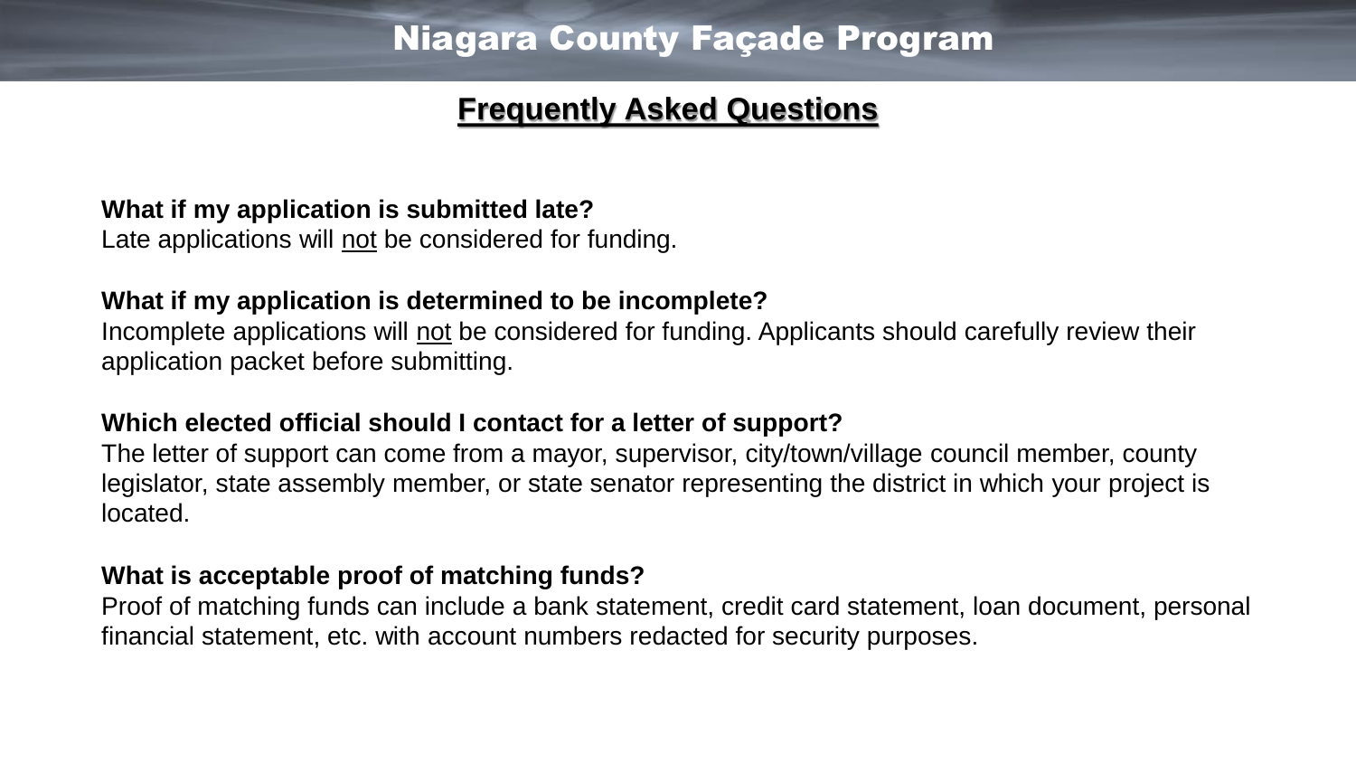# Niagara County Façade Program

## Frequently Asked Questions

**What if my application is submitted late?**
Late applications will not be considered for funding.

**What if my application is determined to be incomplete?**
Incomplete applications will not be considered for funding. Applicants should carefully review their application packet before submitting.

**Which elected official should I contact for a letter of support?**
The letter of support can come from a mayor, supervisor, city/town/village council member, county legislator, state assembly member, or state senator representing the district in which your project is located.

**What is acceptable proof of matching funds?**
Proof of matching funds can include a bank statement, credit card statement, loan document, personal financial statement, etc. with account numbers redacted for security purposes.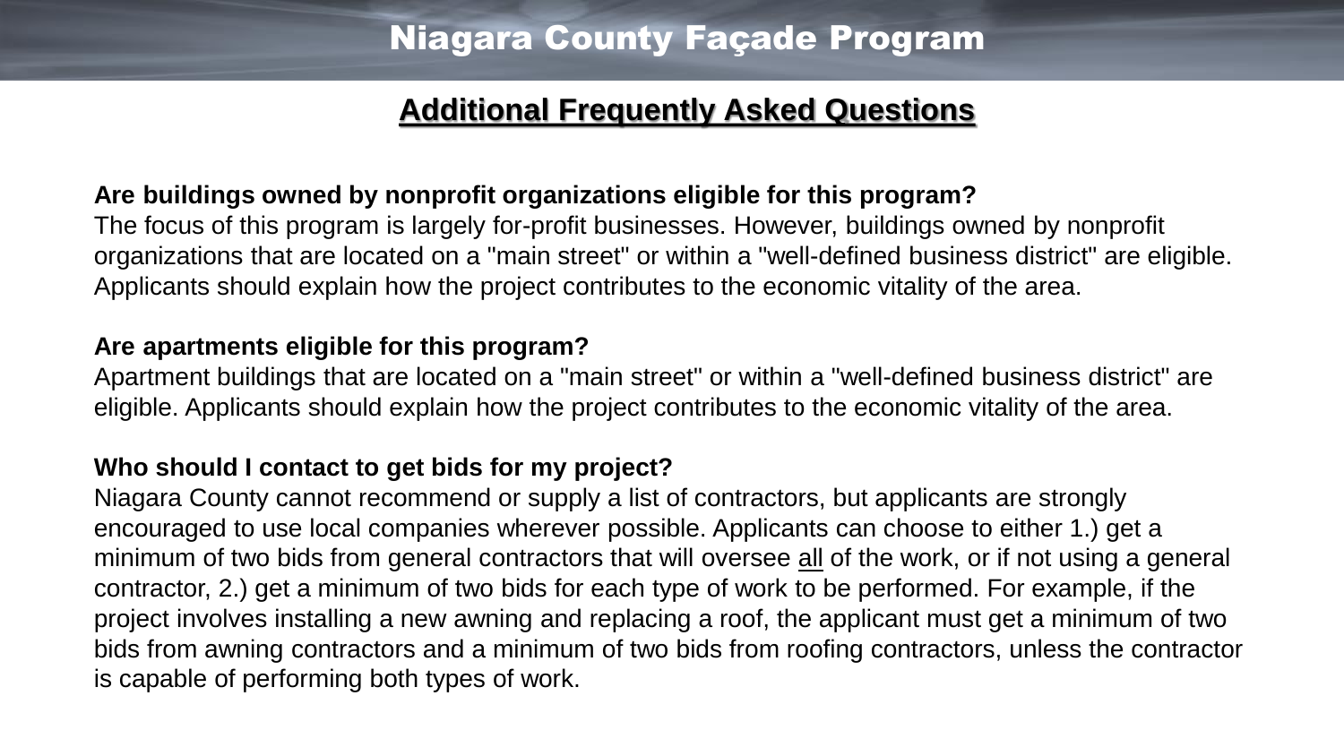# Niagara County Façade Program

## Additional Frequently Asked Questions

**Are buildings owned by nonprofit organizations eligible for this program?**

The focus of this program is largely for-profit businesses. However, buildings owned by nonprofit organizations that are located on a "main street" or within a "well-defined business district" are eligible. Applicants should explain how the project contributes to the economic vitality of the area.

**Are apartments eligible for this program?**

Apartment buildings that are located on a "main street" or within a "well-defined business district" are eligible. Applicants should explain how the project contributes to the economic vitality of the area.

**Who should I contact to get bids for my project?**

Niagara County cannot recommend or supply a list of contractors, but applicants are strongly encouraged to use local companies wherever possible. Applicants can choose to either 1.) get a minimum of two bids from general contractors that will oversee <u>all</u> of the work, or if not using a general contractor, 2.) get a minimum of two bids for each type of work to be performed. For example, if the project involves installing a new awning and replacing a roof, the applicant must get a minimum of two bids from awning contractors and a minimum of two bids from roofing contractors, unless the contractor is capable of performing both types of work.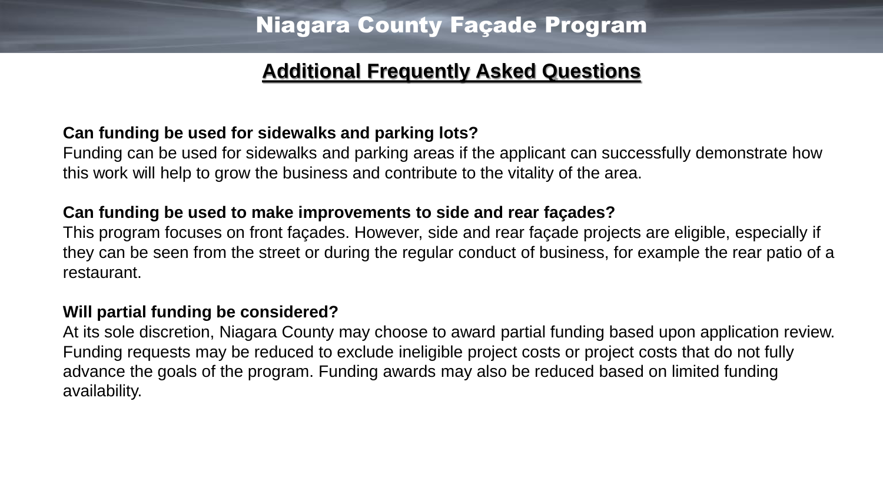# Niagara County Façade Program

## Additional Frequently Asked Questions

**Can funding be used for sidewalks and parking lots?**
Funding can be used for sidewalks and parking areas if the applicant can successfully demonstrate how this work will help to grow the business and contribute to the vitality of the area.

**Can funding be used to make improvements to side and rear façades?**
This program focuses on front façades. However, side and rear façade projects are eligible, especially if they can be seen from the street or during the regular conduct of business, for example the rear patio of a restaurant.

**Will partial funding be considered?**
At its sole discretion, Niagara County may choose to award partial funding based upon application review. Funding requests may be reduced to exclude ineligible project costs or project costs that do not fully advance the goals of the program. Funding awards may also be reduced based on limited funding availability.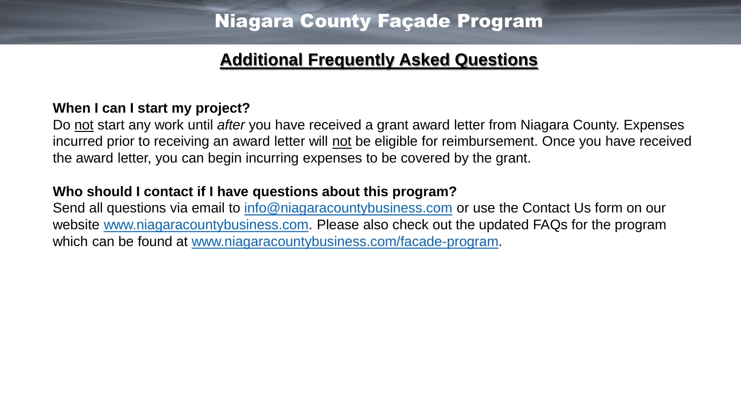# Niagara County Façade Program

## Additional Frequently Asked Questions

**When I can I start my project?**
Do not start any work until *after* you have received a grant award letter from Niagara County. Expenses incurred prior to receiving an award letter will not be eligible for reimbursement. Once you have received the award letter, you can begin incurring expenses to be covered by the grant.

**Who should I contact if I have questions about this program?**
Send all questions via email to info@niagaracountybusiness.com or use the Contact Us form on our website www.niagaracountybusiness.com. Please also check out the updated FAQs for the program which can be found at www.niagaracountybusiness.com/facade-program.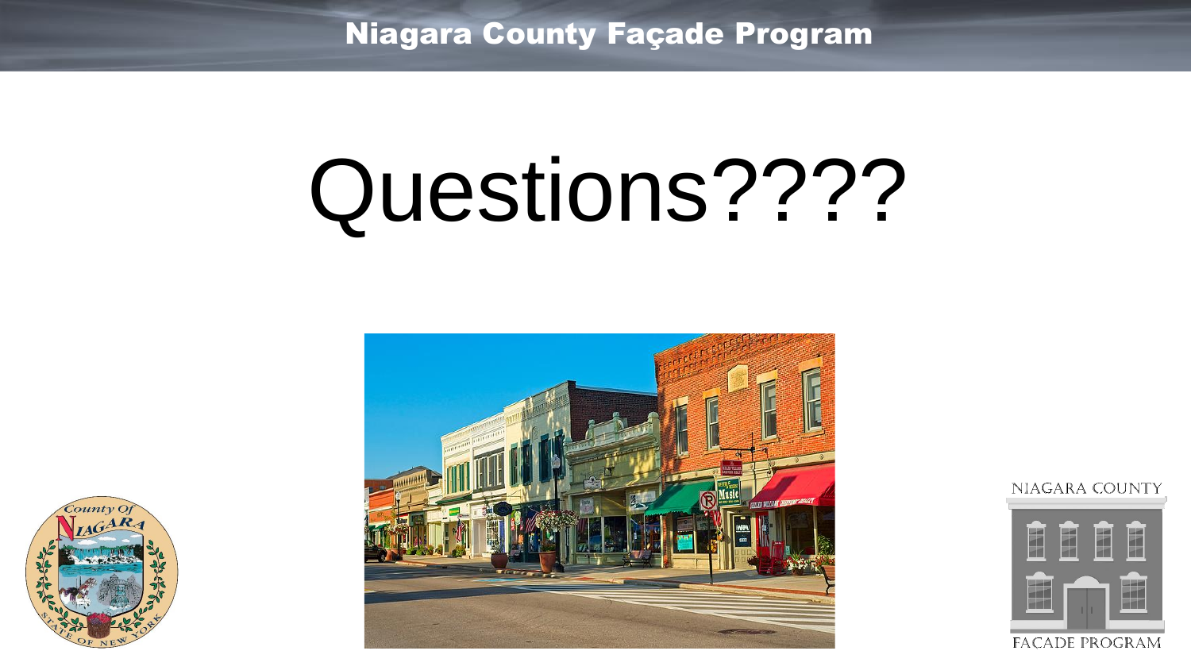# Niagara County Façade Program

# Questions????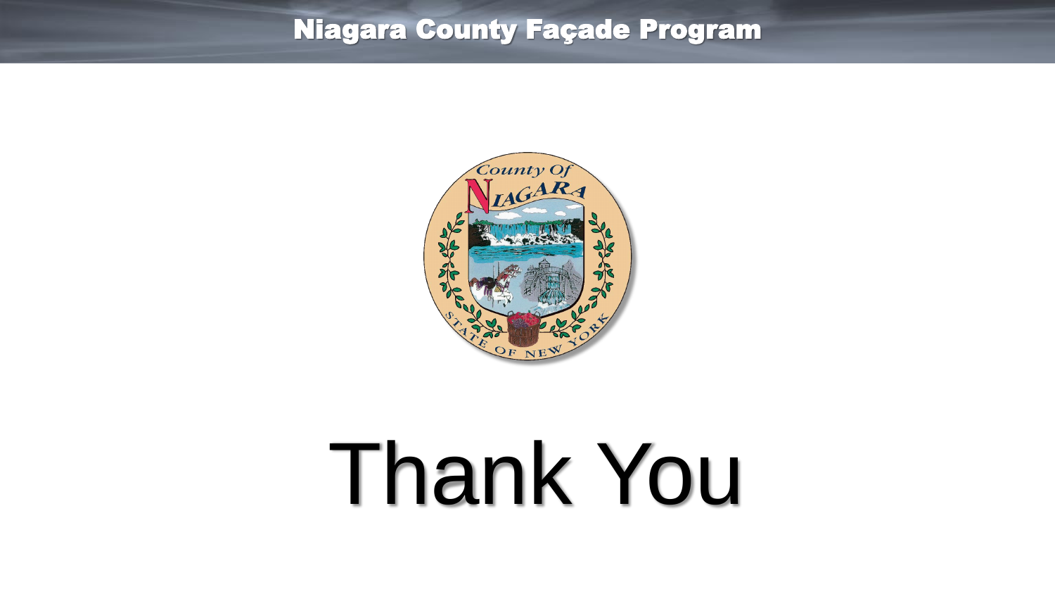# Thank You